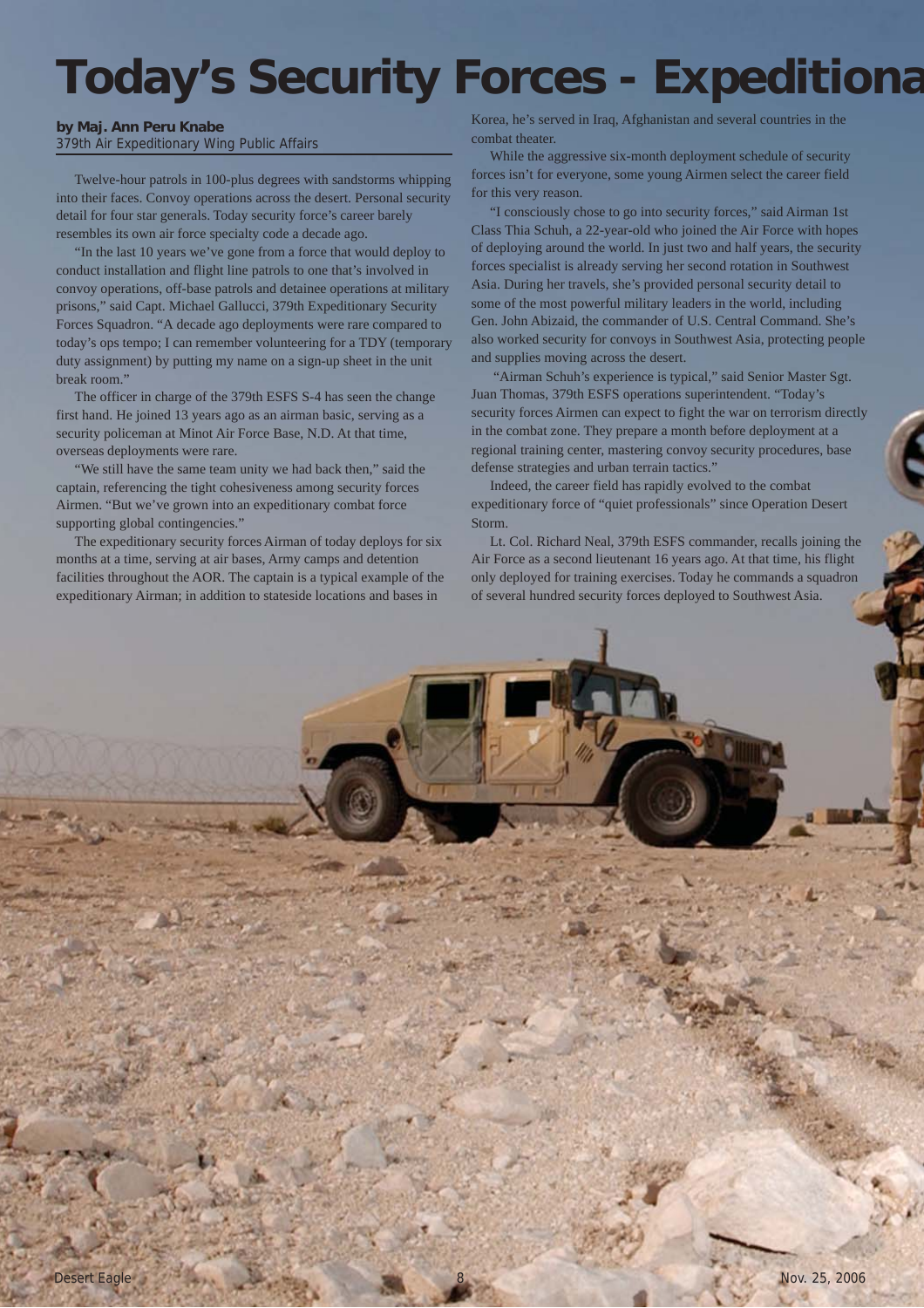# Today's Security Forces - Expeditiona

**by Maj. Ann Peru Knabe**
379th Air Expeditionary Wing Public Affairs

Twelve-hour patrols in 100-plus degrees with sandstorms whipping into their faces. Convoy operations across the desert. Personal security detail for four star generals. Today security force's career barely resembles its own air force specialty code a decade ago.

"In the last 10 years we've gone from a force that would deploy to conduct installation and flight line patrols to one that's involved in convoy operations, off-base patrols and detainee operations at military prisons," said Capt. Michael Gallucci, 379th Expeditionary Security Forces Squadron. "A decade ago deployments were rare compared to today's ops tempo; I can remember volunteering for a TDY (temporary duty assignment) by putting my name on a sign-up sheet in the unit break room."

The officer in charge of the 379th ESFS S-4 has seen the change first hand. He joined 13 years ago as an airman basic, serving as a security policeman at Minot Air Force Base, N.D. At that time, overseas deployments were rare.

"We still have the same team unity we had back then," said the captain, referencing the tight cohesiveness among security forces Airmen. "But we've grown into an expeditionary combat force supporting global contingencies."

The expeditionary security forces Airman of today deploys for six months at a time, serving at air bases, Army camps and detention facilities throughout the AOR. The captain is a typical example of the expeditionary Airman; in addition to stateside locations and bases in Korea, he's served in Iraq, Afghanistan and several countries in the combat theater.

While the aggressive six-month deployment schedule of security forces isn't for everyone, some young Airmen select the career field for this very reason.

"I consciously chose to go into security forces," said Airman 1st Class Thia Schuh, a 22-year-old who joined the Air Force with hopes of deploying around the world. In just two and half years, the security forces specialist is already serving her second rotation in Southwest Asia. During her travels, she's provided personal security detail to some of the most powerful military leaders in the world, including Gen. John Abizaid, the commander of U.S. Central Command. She's also worked security for convoys in Southwest Asia, protecting people and supplies moving across the desert.

"Airman Schuh's experience is typical," said Senior Master Sgt. Juan Thomas, 379th ESFS operations superintendent. "Today's security forces Airmen can expect to fight the war on terrorism directly in the combat zone. They prepare a month before deployment at a regional training center, mastering convoy security procedures, base defense strategies and urban terrain tactics."

Indeed, the career field has rapidly evolved to the combat expeditionary force of "quiet professionals" since Operation Desert Storm.

Lt. Col. Richard Neal, 379th ESFS commander, recalls joining the Air Force as a second lieutenant 16 years ago. At that time, his flight only deployed for training exercises. Today he commands a squadron of several hundred security forces deployed to Southwest Asia.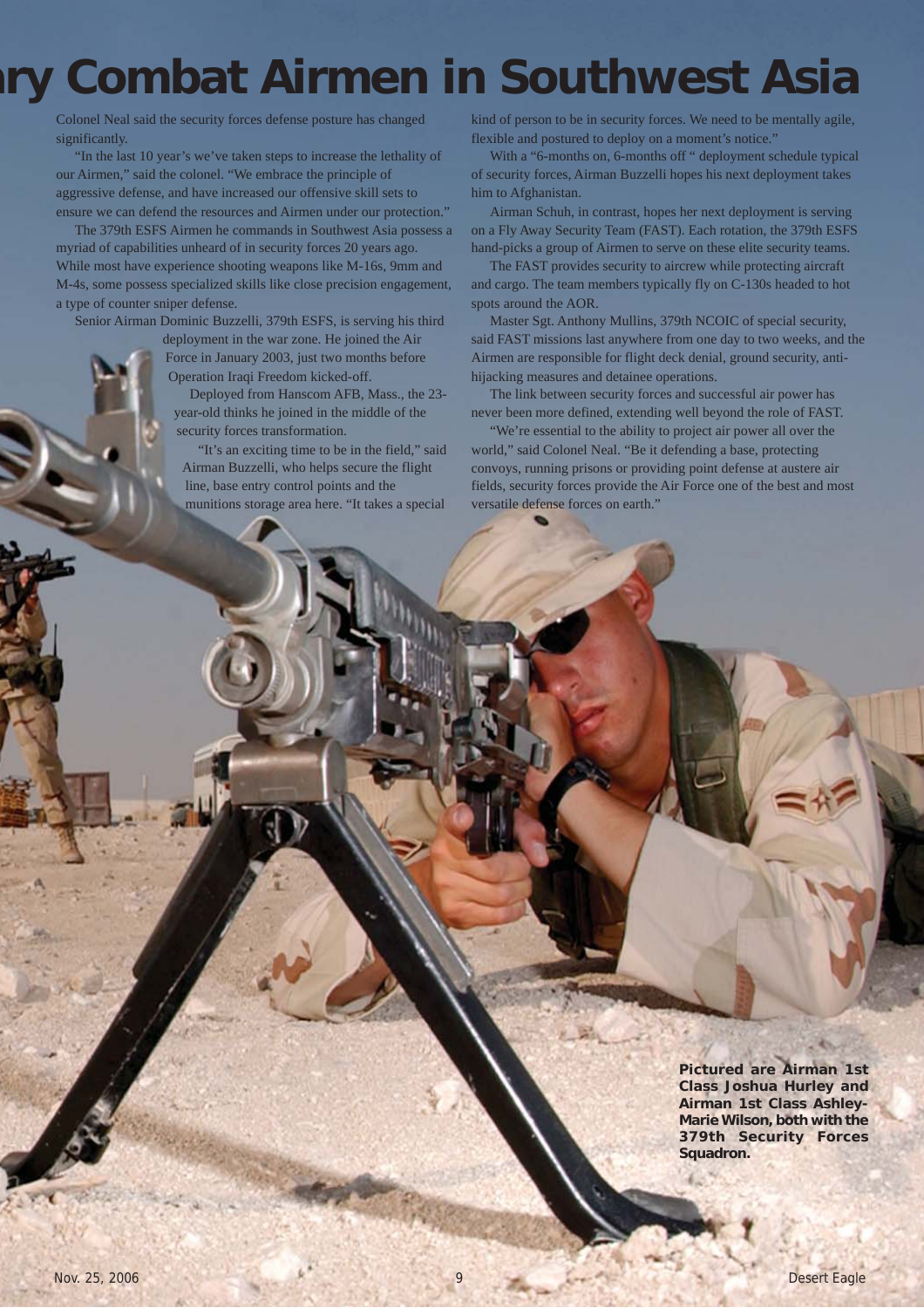# ry Combat Airmen in Southwest Asia

Colonel Neal said the security forces defense posture has changed significantly.

"In the last 10 year's we've taken steps to increase the lethality of our Airmen," said the colonel. "We embrace the principle of aggressive defense, and have increased our offensive skill sets to ensure we can defend the resources and Airmen under our protection."

The 379th ESFS Airmen he commands in Southwest Asia possess a myriad of capabilities unheard of in security forces 20 years ago. While most have experience shooting weapons like M-16s, 9mm and M-4s, some possess specialized skills like close precision engagement, a type of counter sniper defense.

Senior Airman Dominic Buzzelli, 379th ESFS, is serving his third deployment in the war zone. He joined the Air Force in January 2003, just two months before Operation Iraqi Freedom kicked-off.

Deployed from Hanscom AFB, Mass., the 23-year-old thinks he joined in the middle of the security forces transformation.

"It's an exciting time to be in the field," said Airman Buzzelli, who helps secure the flight line, base entry control points and the munitions storage area here. "It takes a special kind of person to be in security forces. We need to be mentally agile, flexible and postured to deploy on a moment's notice."

With a "6-months on, 6-months off " deployment schedule typical of security forces, Airman Buzzelli hopes his next deployment takes him to Afghanistan.

Airman Schuh, in contrast, hopes her next deployment is serving on a Fly Away Security Team (FAST). Each rotation, the 379th ESFS hand-picks a group of Airmen to serve on these elite security teams.

The FAST provides security to aircrew while protecting aircraft and cargo. The team members typically fly on C-130s headed to hot spots around the AOR.

Master Sgt. Anthony Mullins, 379th NCOIC of special security, said FAST missions last anywhere from one day to two weeks, and the Airmen are responsible for flight deck denial, ground security, anti-hijacking measures and detainee operations.

The link between security forces and successful air power has never been more defined, extending well beyond the role of FAST.

"We're essential to the ability to project air power all over the world," said Colonel Neal. "Be it defending a base, protecting convoys, running prisons or providing point defense at austere air fields, security forces provide the Air Force one of the best and most versatile defense forces on earth."

**Pictured are Airman 1st Class Joshua Hurley and Airman 1st Class Ashley-Marie Wilson, both with the 379th Security Forces Squadron.**